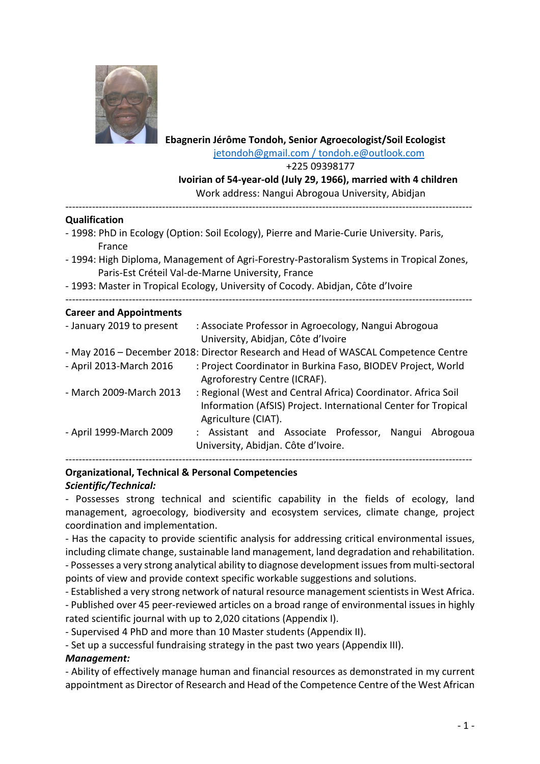**Ebagnerin Jérôme Tondoh, Senior Agroecologist/Soil Ecologist**

jetondoh@gmail.com / tondoh.e@outlook.com

+225 09398177

**Ivoirian of 54-year-old (July 29, 1966), married with 4 children**

Work address: Nangui Abrogoua University, Abidjan

---

## Qualification

- 1998: PhD in Ecology (Option: Soil Ecology), Pierre and Marie-Curie University. Paris, France
- 1994: High Diploma, Management of Agri-Forestry-Pastoralism Systems in Tropical Zones, Paris-Est Créteil Val-de-Marne University, France
- 1993: Master in Tropical Ecology, University of Cocody. Abidjan, Côte d'Ivoire

---

## Career and Appointments

- January 2019 to present : Associate Professor in Agroecology, Nangui Abrogoua University, Abidjan, Côte d'Ivoire
- May 2016 – December 2018: Director Research and Head of WASCAL Competence Centre
- April 2013-March 2016 : Project Coordinator in Burkina Faso, BIODEV Project, World Agroforestry Centre (ICRAF).
- March 2009-March 2013 : Regional (West and Central Africa) Coordinator. Africa Soil Information (AfSIS) Project. International Center for Tropical Agriculture (CIAT).
- April 1999-March 2009 : Assistant and Associate Professor, Nangui Abrogoua University, Abidjan. Côte d'Ivoire.

---

## Organizational, Technical & Personal Competencies

***Scientific/Technical:***

- Possesses strong technical and scientific capability in the fields of ecology, land management, agroecology, biodiversity and ecosystem services, climate change, project coordination and implementation.
- Has the capacity to provide scientific analysis for addressing critical environmental issues, including climate change, sustainable land management, land degradation and rehabilitation.
- Possesses a very strong analytical ability to diagnose development issues from multi-sectoral points of view and provide context specific workable suggestions and solutions.
- Established a very strong network of natural resource management scientists in West Africa.
- Published over 45 peer-reviewed articles on a broad range of environmental issues in highly rated scientific journal with up to 2,020 citations (Appendix I).
- Supervised 4 PhD and more than 10 Master students (Appendix II).
- Set up a successful fundraising strategy in the past two years (Appendix III).

***Management:***

- Ability of effectively manage human and financial resources as demonstrated in my current appointment as Director of Research and Head of the Competence Centre of the West African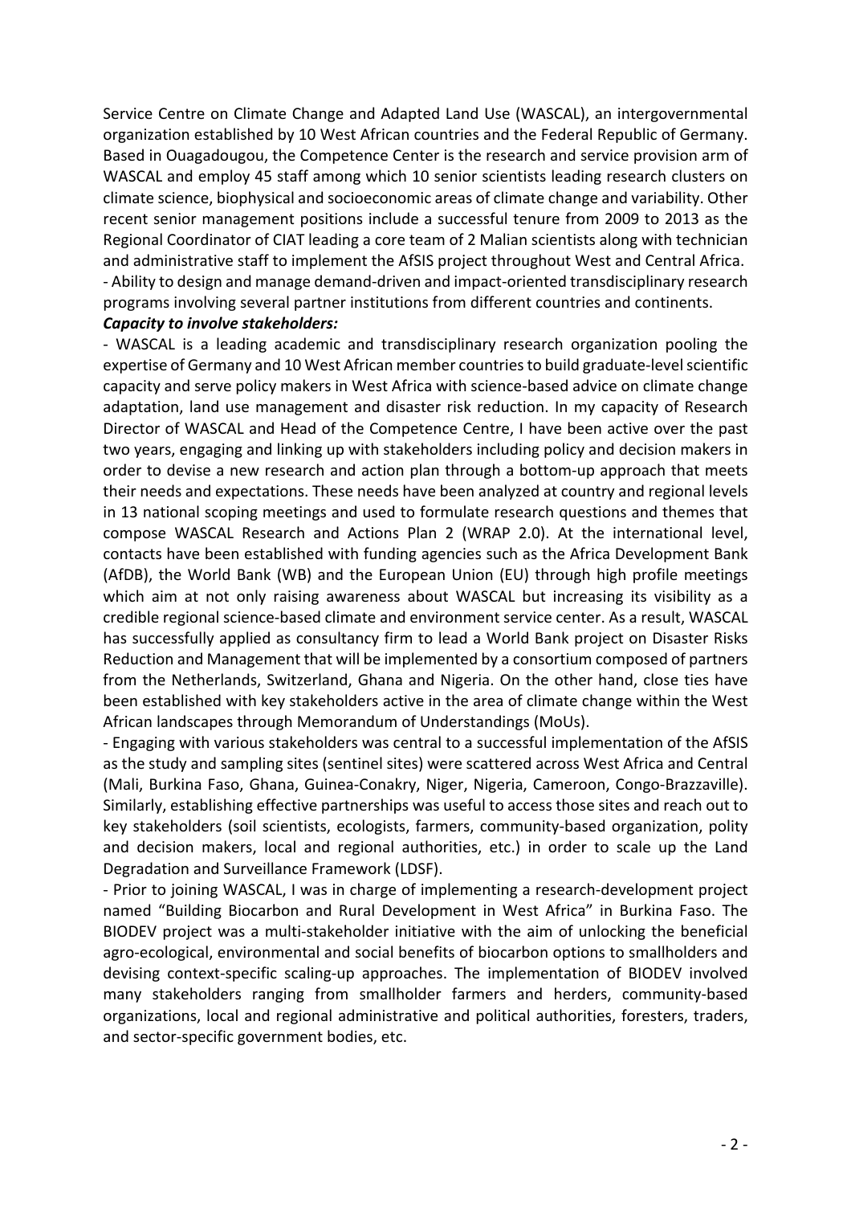Service Centre on Climate Change and Adapted Land Use (WASCAL), an intergovernmental organization established by 10 West African countries and the Federal Republic of Germany. Based in Ouagadougou, the Competence Center is the research and service provision arm of WASCAL and employ 45 staff among which 10 senior scientists leading research clusters on climate science, biophysical and socioeconomic areas of climate change and variability. Other recent senior management positions include a successful tenure from 2009 to 2013 as the Regional Coordinator of CIAT leading a core team of 2 Malian scientists along with technician and administrative staff to implement the AfSIS project throughout West and Central Africa.
- Ability to design and manage demand-driven and impact-oriented transdisciplinary research programs involving several partner institutions from different countries and continents.

***Capacity to involve stakeholders:***

- WASCAL is a leading academic and transdisciplinary research organization pooling the expertise of Germany and 10 West African member countries to build graduate-level scientific capacity and serve policy makers in West Africa with science-based advice on climate change adaptation, land use management and disaster risk reduction. In my capacity of Research Director of WASCAL and Head of the Competence Centre, I have been active over the past two years, engaging and linking up with stakeholders including policy and decision makers in order to devise a new research and action plan through a bottom-up approach that meets their needs and expectations. These needs have been analyzed at country and regional levels in 13 national scoping meetings and used to formulate research questions and themes that compose WASCAL Research and Actions Plan 2 (WRAP 2.0). At the international level, contacts have been established with funding agencies such as the Africa Development Bank (AfDB), the World Bank (WB) and the European Union (EU) through high profile meetings which aim at not only raising awareness about WASCAL but increasing its visibility as a credible regional science-based climate and environment service center. As a result, WASCAL has successfully applied as consultancy firm to lead a World Bank project on Disaster Risks Reduction and Management that will be implemented by a consortium composed of partners from the Netherlands, Switzerland, Ghana and Nigeria. On the other hand, close ties have been established with key stakeholders active in the area of climate change within the West African landscapes through Memorandum of Understandings (MoUs).
- Engaging with various stakeholders was central to a successful implementation of the AfSIS as the study and sampling sites (sentinel sites) were scattered across West Africa and Central (Mali, Burkina Faso, Ghana, Guinea-Conakry, Niger, Nigeria, Cameroon, Congo-Brazzaville). Similarly, establishing effective partnerships was useful to access those sites and reach out to key stakeholders (soil scientists, ecologists, farmers, community-based organization, polity and decision makers, local and regional authorities, etc.) in order to scale up the Land Degradation and Surveillance Framework (LDSF).
- Prior to joining WASCAL, I was in charge of implementing a research-development project named "Building Biocarbon and Rural Development in West Africa" in Burkina Faso. The BIODEV project was a multi-stakeholder initiative with the aim of unlocking the beneficial agro-ecological, environmental and social benefits of biocarbon options to smallholders and devising context-specific scaling-up approaches. The implementation of BIODEV involved many stakeholders ranging from smallholder farmers and herders, community-based organizations, local and regional administrative and political authorities, foresters, traders, and sector-specific government bodies, etc.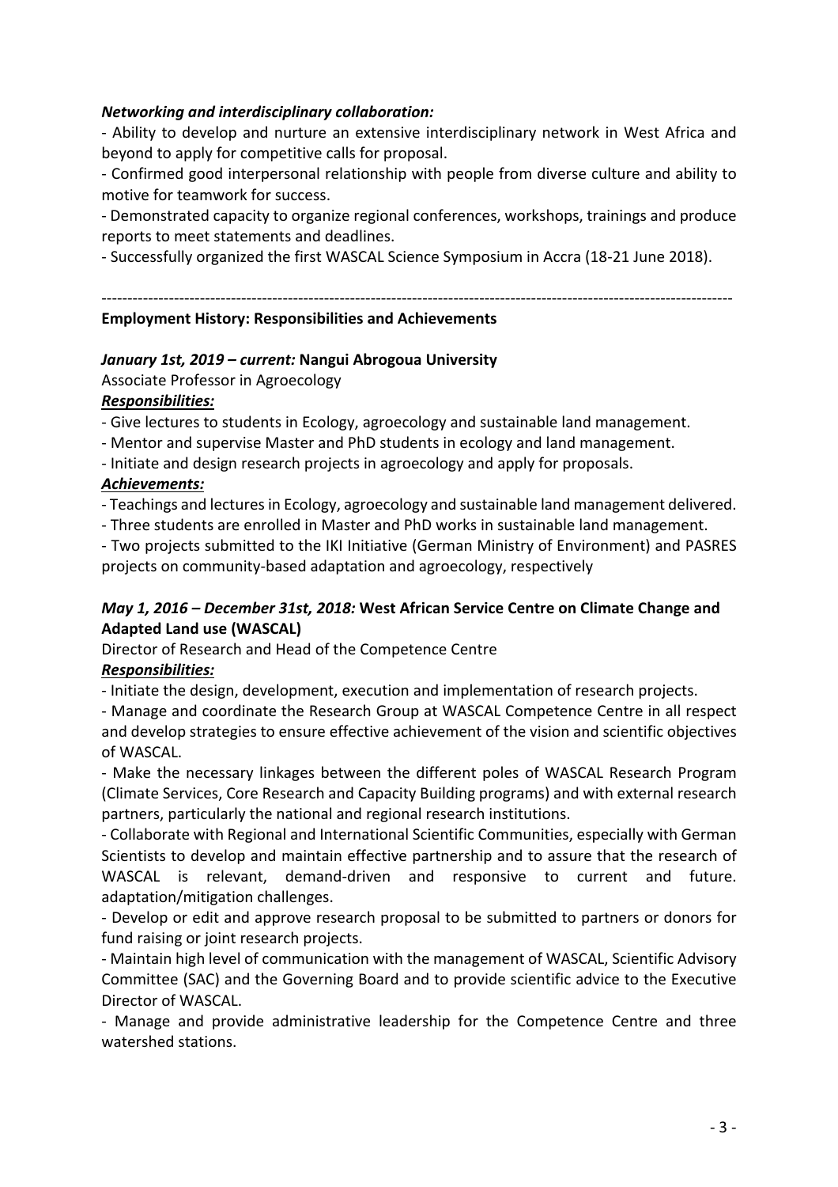***Networking and interdisciplinary collaboration:***

- Ability to develop and nurture an extensive interdisciplinary network in West Africa and beyond to apply for competitive calls for proposal.
- Confirmed good interpersonal relationship with people from diverse culture and ability to motive for teamwork for success.
- Demonstrated capacity to organize regional conferences, workshops, trainings and produce reports to meet statements and deadlines.
- Successfully organized the first WASCAL Science Symposium in Accra (18-21 June 2018).

---

**Employment History: Responsibilities and Achievements**

***January 1st, 2019 – current:* Nangui Abrogoua University**

Associate Professor in Agroecology

***Responsibilities:***

- Give lectures to students in Ecology, agroecology and sustainable land management.
- Mentor and supervise Master and PhD students in ecology and land management.
- Initiate and design research projects in agroecology and apply for proposals.

***Achievements:***

- Teachings and lectures in Ecology, agroecology and sustainable land management delivered.
- Three students are enrolled in Master and PhD works in sustainable land management.
- Two projects submitted to the IKI Initiative (German Ministry of Environment) and PASRES projects on community-based adaptation and agroecology, respectively

***May 1, 2016 – December 31st, 2018:* West African Service Centre on Climate Change and Adapted Land use (WASCAL)**

Director of Research and Head of the Competence Centre

***Responsibilities:***

- Initiate the design, development, execution and implementation of research projects.
- Manage and coordinate the Research Group at WASCAL Competence Centre in all respect and develop strategies to ensure effective achievement of the vision and scientific objectives of WASCAL.
- Make the necessary linkages between the different poles of WASCAL Research Program (Climate Services, Core Research and Capacity Building programs) and with external research partners, particularly the national and regional research institutions.
- Collaborate with Regional and International Scientific Communities, especially with German Scientists to develop and maintain effective partnership and to assure that the research of WASCAL is relevant, demand-driven and responsive to current and future. adaptation/mitigation challenges.
- Develop or edit and approve research proposal to be submitted to partners or donors for fund raising or joint research projects.
- Maintain high level of communication with the management of WASCAL, Scientific Advisory Committee (SAC) and the Governing Board and to provide scientific advice to the Executive Director of WASCAL.
- Manage and provide administrative leadership for the Competence Centre and three watershed stations.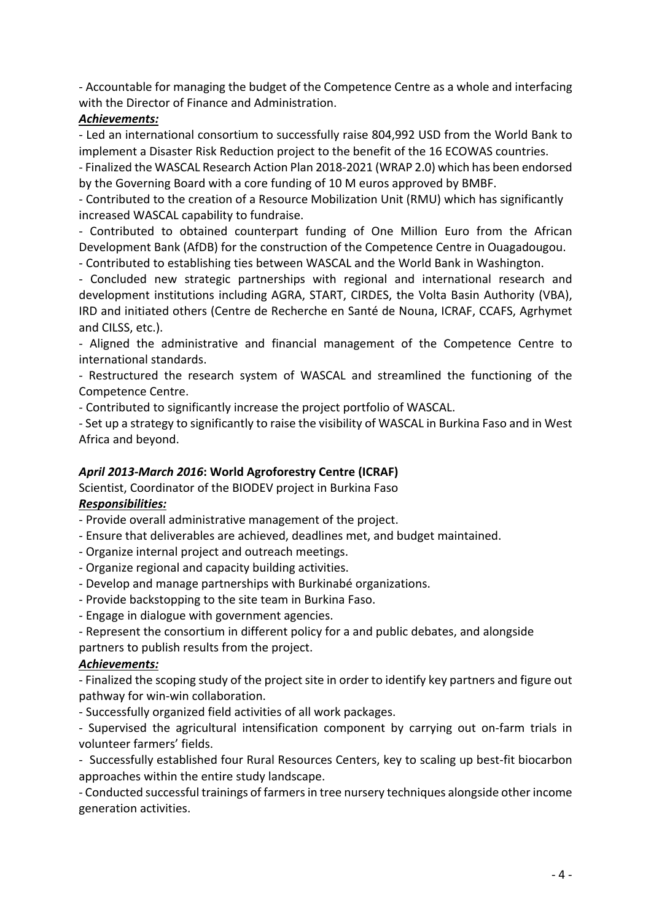- Accountable for managing the budget of the Competence Centre as a whole and interfacing with the Director of Finance and Administration.

***Achievements:***

- Led an international consortium to successfully raise 804,992 USD from the World Bank to implement a Disaster Risk Reduction project to the benefit of the 16 ECOWAS countries.
- Finalized the WASCAL Research Action Plan 2018-2021 (WRAP 2.0) which has been endorsed by the Governing Board with a core funding of 10 M euros approved by BMBF.
- Contributed to the creation of a Resource Mobilization Unit (RMU) which has significantly increased WASCAL capability to fundraise.
- Contributed to obtained counterpart funding of One Million Euro from the African Development Bank (AfDB) for the construction of the Competence Centre in Ouagadougou.
- Contributed to establishing ties between WASCAL and the World Bank in Washington.
- Concluded new strategic partnerships with regional and international research and development institutions including AGRA, START, CIRDES, the Volta Basin Authority (VBA), IRD and initiated others (Centre de Recherche en Santé de Nouna, ICRAF, CCAFS, Agrhymet and CILSS, etc.).
- Aligned the administrative and financial management of the Competence Centre to international standards.
- Restructured the research system of WASCAL and streamlined the functioning of the Competence Centre.
- Contributed to significantly increase the project portfolio of WASCAL.
- Set up a strategy to significantly to raise the visibility of WASCAL in Burkina Faso and in West Africa and beyond.

***April 2013-March 2016*: World Agroforestry Centre (ICRAF)**

Scientist, Coordinator of the BIODEV project in Burkina Faso

***Responsibilities:***

- Provide overall administrative management of the project.
- Ensure that deliverables are achieved, deadlines met, and budget maintained.
- Organize internal project and outreach meetings.
- Organize regional and capacity building activities.
- Develop and manage partnerships with Burkinabé organizations.
- Provide backstopping to the site team in Burkina Faso.
- Engage in dialogue with government agencies.
- Represent the consortium in different policy for a and public debates, and alongside partners to publish results from the project.

***Achievements:***

- Finalized the scoping study of the project site in order to identify key partners and figure out pathway for win-win collaboration.
- Successfully organized field activities of all work packages.
- Supervised the agricultural intensification component by carrying out on-farm trials in volunteer farmers' fields.
- Successfully established four Rural Resources Centers, key to scaling up best-fit biocarbon approaches within the entire study landscape.
- Conducted successful trainings of farmers in tree nursery techniques alongside other income generation activities.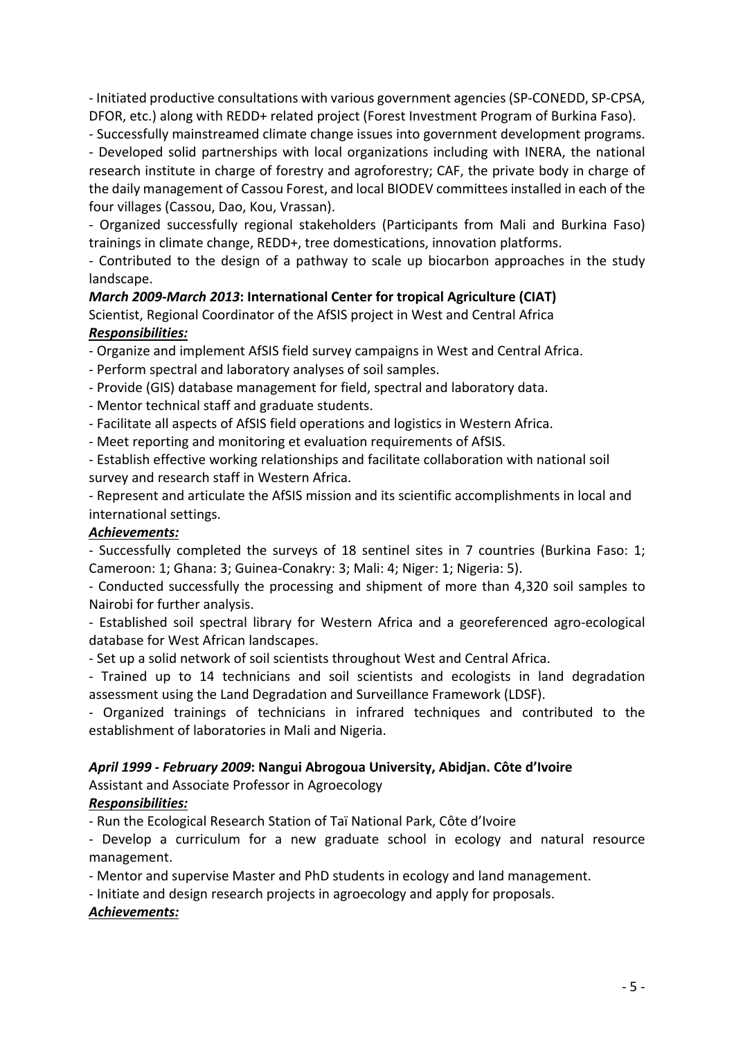- Initiated productive consultations with various government agencies (SP-CONEDD, SP-CPSA, DFOR, etc.) along with REDD+ related project (Forest Investment Program of Burkina Faso).

- Successfully mainstreamed climate change issues into government development programs.

- Developed solid partnerships with local organizations including with INERA, the national research institute in charge of forestry and agroforestry; CAF, the private body in charge of the daily management of Cassou Forest, and local BIODEV committees installed in each of the four villages (Cassou, Dao, Kou, Vrassan).

- Organized successfully regional stakeholders (Participants from Mali and Burkina Faso) trainings in climate change, REDD+, tree domestications, innovation platforms.

- Contributed to the design of a pathway to scale up biocarbon approaches in the study landscape.

***March 2009-March 2013*: International Center for tropical Agriculture (CIAT)**

Scientist, Regional Coordinator of the AfSIS project in West and Central Africa

***Responsibilities:***

- Organize and implement AfSIS field survey campaigns in West and Central Africa.
- Perform spectral and laboratory analyses of soil samples.
- Provide (GIS) database management for field, spectral and laboratory data.
- Mentor technical staff and graduate students.
- Facilitate all aspects of AfSIS field operations and logistics in Western Africa.
- Meet reporting and monitoring et evaluation requirements of AfSIS.
- Establish effective working relationships and facilitate collaboration with national soil survey and research staff in Western Africa.
- Represent and articulate the AfSIS mission and its scientific accomplishments in local and international settings.

***Achievements:***

- Successfully completed the surveys of 18 sentinel sites in 7 countries (Burkina Faso: 1; Cameroon: 1; Ghana: 3; Guinea-Conakry: 3; Mali: 4; Niger: 1; Nigeria: 5).
- Conducted successfully the processing and shipment of more than 4,320 soil samples to Nairobi for further analysis.
- Established soil spectral library for Western Africa and a georeferenced agro-ecological database for West African landscapes.
- Set up a solid network of soil scientists throughout West and Central Africa.
- Trained up to 14 technicians and soil scientists and ecologists in land degradation assessment using the Land Degradation and Surveillance Framework (LDSF).
- Organized trainings of technicians in infrared techniques and contributed to the establishment of laboratories in Mali and Nigeria.

***April 1999 - February 2009*: Nangui Abrogoua University, Abidjan. Côte d'Ivoire**

Assistant and Associate Professor in Agroecology

***Responsibilities:***

- Run the Ecological Research Station of Taï National Park, Côte d'Ivoire
- Develop a curriculum for a new graduate school in ecology and natural resource management.
- Mentor and supervise Master and PhD students in ecology and land management.
- Initiate and design research projects in agroecology and apply for proposals.

***Achievements:***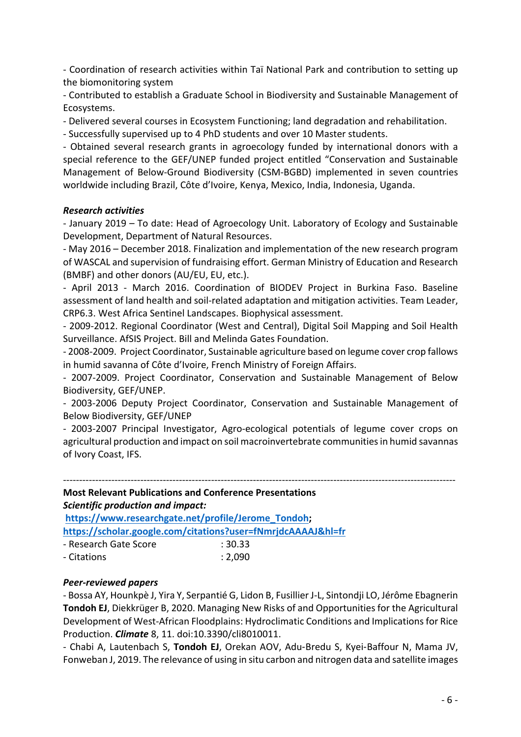- Coordination of research activities within Taï National Park and contribution to setting up the biomonitoring system

- Contributed to establish a Graduate School in Biodiversity and Sustainable Management of Ecosystems.

- Delivered several courses in Ecosystem Functioning; land degradation and rehabilitation.

- Successfully supervised up to 4 PhD students and over 10 Master students.

- Obtained several research grants in agroecology funded by international donors with a special reference to the GEF/UNEP funded project entitled "Conservation and Sustainable Management of Below-Ground Biodiversity (CSM-BGBD) implemented in seven countries worldwide including Brazil, Côte d'Ivoire, Kenya, Mexico, India, Indonesia, Uganda.

***Research activities***

- January 2019 – To date: Head of Agroecology Unit. Laboratory of Ecology and Sustainable Development, Department of Natural Resources.

- May 2016 – December 2018. Finalization and implementation of the new research program of WASCAL and supervision of fundraising effort. German Ministry of Education and Research (BMBF) and other donors (AU/EU, EU, etc.).

- April 2013 - March 2016. Coordination of BIODEV Project in Burkina Faso. Baseline assessment of land health and soil-related adaptation and mitigation activities. Team Leader, CRP6.3. West Africa Sentinel Landscapes. Biophysical assessment.

- 2009-2012. Regional Coordinator (West and Central), Digital Soil Mapping and Soil Health Surveillance. AfSIS Project. Bill and Melinda Gates Foundation.

- 2008-2009. Project Coordinator, Sustainable agriculture based on legume cover crop fallows in humid savanna of Côte d'Ivoire, French Ministry of Foreign Affairs.

- 2007-2009. Project Coordinator, Conservation and Sustainable Management of Below Biodiversity, GEF/UNEP.

- 2003-2006 Deputy Project Coordinator, Conservation and Sustainable Management of Below Biodiversity, GEF/UNEP

- 2003-2007 Principal Investigator, Agro-ecological potentials of legume cover crops on agricultural production and impact on soil macroinvertebrate communities in humid savannas of Ivory Coast, IFS.

---

**Most Relevant Publications and Conference Presentations**

***Scientific production and impact:***

**https://www.researchgate.net/profile/Jerome_Tondoh;**

**https://scholar.google.com/citations?user=fNmrjdcAAAAJ&hl=fr**

- Research Gate Score : 30.33
- Citations : 2,090

***Peer-reviewed papers***

- Bossa AY, Hounkpè J, Yira Y, Serpantié G, Lidon B, Fusillier J-L, Sintondji LO, Jérôme Ebagnerin **Tondoh EJ**, Diekkrüger B, 2020. Managing New Risks of and Opportunities for the Agricultural Development of West-African Floodplains: Hydroclimatic Conditions and Implications for Rice Production. ***Climate*** 8, 11. doi:10.3390/cli8010011.

- Chabi A, Lautenbach S, **Tondoh EJ**, Orekan AOV, Adu-Bredu S, Kyei-Baffour N, Mama JV, Fonweban J, 2019. The relevance of using in situ carbon and nitrogen data and satellite images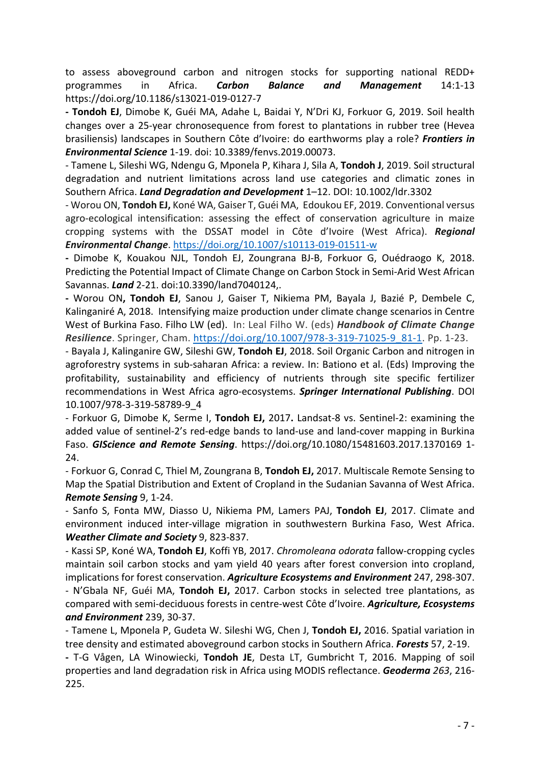to assess aboveground carbon and nitrogen stocks for supporting national REDD+ programmes in Africa. ***Carbon Balance and Management*** 14:1-13 https://doi.org/10.1186/s13021-019-0127-7

**- Tondoh EJ**, Dimobe K, Guéi MA, Adahe L, Baidai Y, N'Dri KJ, Forkuor G, 2019. Soil health changes over a 25-year chronosequence from forest to plantations in rubber tree (Hevea brasiliensis) landscapes in Southern Côte d'Ivoire: do earthworms play a role? ***Frontiers in Environmental Science*** 1-19. doi: 10.3389/fenvs.2019.00073.

- Tamene L, Sileshi WG, Ndengu G, Mponela P, Kihara J, Sila A, **Tondoh J**, 2019. Soil structural degradation and nutrient limitations across land use categories and climatic zones in Southern Africa. ***Land Degradation and Development*** 1–12. DOI: 10.1002/ldr.3302

- Worou ON, **Tondoh EJ,** Koné WA, Gaiser T, Guéi MA, Edoukou EF, 2019. Conventional versus agro-ecological intensification: assessing the effect of conservation agriculture in maize cropping systems with the DSSAT model in Côte d'Ivoire (West Africa). ***Regional Environmental Change***. https://doi.org/10.1007/s10113-019-01511-w

**-** Dimobe K, Kouakou NJL, Tondoh EJ, Zoungrana BJ-B, Forkuor G, Ouédraogo K, 2018. Predicting the Potential Impact of Climate Change on Carbon Stock in Semi-Arid West African Savannas. ***Land*** 2-21. doi:10.3390/land7040124,.

**-** Worou ON**, Tondoh EJ**, Sanou J, Gaiser T, Nikiema PM, Bayala J, Bazié P, Dembele C, Kalinganiré A, 2018. Intensifying maize production under climate change scenarios in Centre West of Burkina Faso. Filho LW (ed). In: Leal Filho W. (eds) ***Handbook of Climate Change Resilience***. Springer, Cham. https://doi.org/10.1007/978-3-319-71025-9_81-1. Pp. 1-23.

- Bayala J, Kalinganire GW, Sileshi GW, **Tondoh EJ**, 2018. Soil Organic Carbon and nitrogen in agroforestry systems in sub-saharan Africa: a review. In: Bationo et al. (Eds) Improving the profitability, sustainability and efficiency of nutrients through site specific fertilizer recommendations in West Africa agro-ecosystems. ***Springer International Publishing***. DOI 10.1007/978-3-319-58789-9_4

- Forkuor G, Dimobe K, Serme I, **Tondoh EJ, 2017.** Landsat-8 vs. Sentinel-2: examining the added value of sentinel-2's red-edge bands to land-use and land-cover mapping in Burkina Faso. ***GIScience and Remote Sensing***. https://doi.org/10.1080/15481603.2017.1370169 1-24.

- Forkuor G, Conrad C, Thiel M, Zoungrana B, **Tondoh EJ,** 2017. Multiscale Remote Sensing to Map the Spatial Distribution and Extent of Cropland in the Sudanian Savanna of West Africa. ***Remote Sensing*** 9, 1-24.

- Sanfo S, Fonta MW, Diasso U, Nikiema PM, Lamers PAJ, **Tondoh EJ**, 2017. Climate and environment induced inter-village migration in southwestern Burkina Faso, West Africa. ***Weather Climate and Society*** 9, 823-837.

- Kassi SP, Koné WA, **Tondoh EJ**, Koffi YB, 2017. *Chromoleana odorata* fallow-cropping cycles maintain soil carbon stocks and yam yield 40 years after forest conversion into cropland, implications for forest conservation. ***Agriculture Ecosystems and Environment*** 247, 298-307.

- N'Gbala NF, Guéi MA, **Tondoh EJ,** 2017. Carbon stocks in selected tree plantations, as compared with semi-deciduous forests in centre-west Côte d'Ivoire. ***Agriculture, Ecosystems and Environment*** 239, 30-37.

- Tamene L, Mponela P, Gudeta W. Sileshi WG, Chen J, **Tondoh EJ,** 2016. Spatial variation in tree density and estimated aboveground carbon stocks in Southern Africa. ***Forests*** 57, 2-19.

**-** T-G Vågen, LA Winowiecki, **Tondoh JE**, Desta LT, Gumbricht T, 2016. Mapping of soil properties and land degradation risk in Africa using MODIS reflectance. ***Geoderma** 263*, 216-225.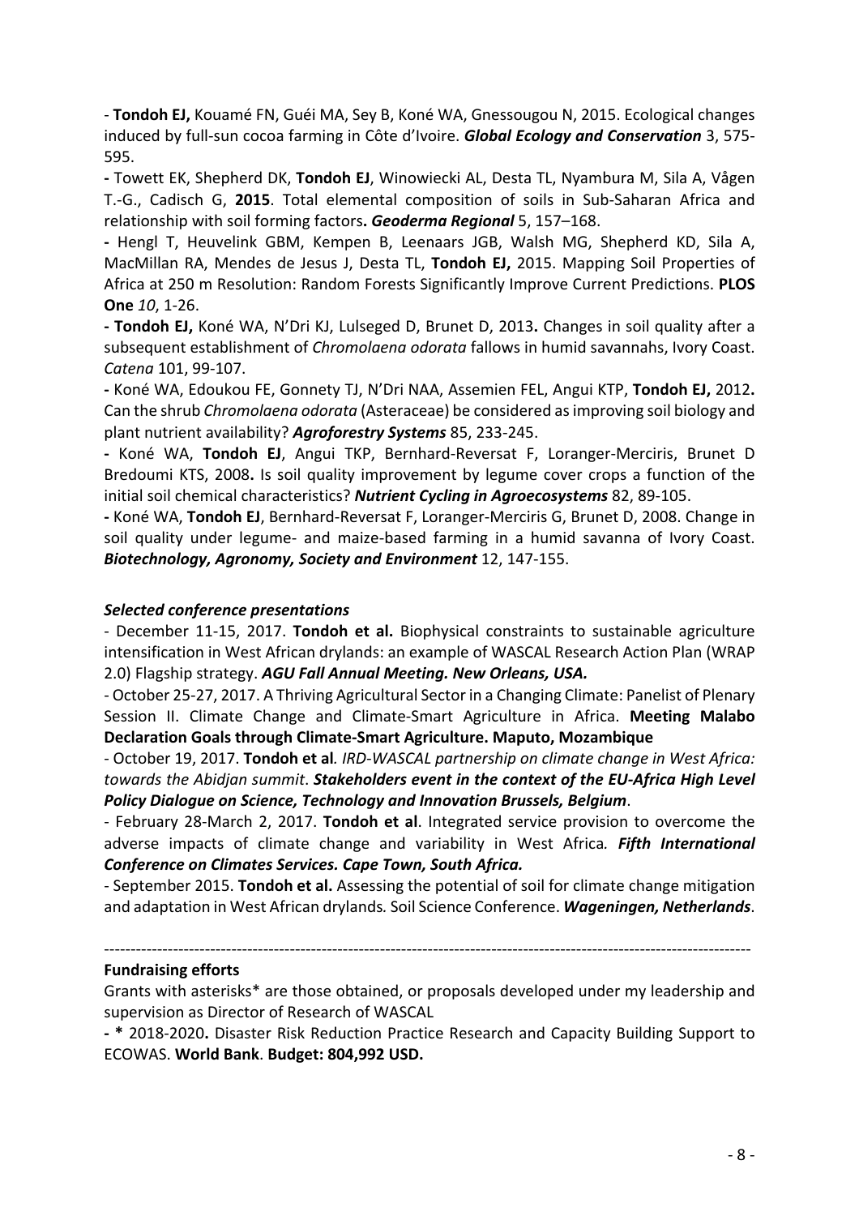- **Tondoh EJ,** Kouamé FN, Guéi MA, Sey B, Koné WA, Gnessougou N, 2015. Ecological changes induced by full-sun cocoa farming in Côte d'Ivoire. ***Global Ecology and Conservation*** 3, 575-595.

**-** Towett EK, Shepherd DK, **Tondoh EJ**, Winowiecki AL, Desta TL, Nyambura M, Sila A, Vågen T.-G., Cadisch G, **2015**. Total elemental composition of soils in Sub-Saharan Africa and relationship with soil forming factors**.** ***Geoderma Regional*** 5, 157–168.

**-** Hengl T, Heuvelink GBM, Kempen B, Leenaars JGB, Walsh MG, Shepherd KD, Sila A, MacMillan RA, Mendes de Jesus J, Desta TL, **Tondoh EJ,** 2015. Mapping Soil Properties of Africa at 250 m Resolution: Random Forests Significantly Improve Current Predictions. **PLOS One** *10*, 1-26.

**- Tondoh EJ,** Koné WA, N'Dri KJ, Lulseged D, Brunet D, 2013**.** Changes in soil quality after a subsequent establishment of *Chromolaena odorata* fallows in humid savannahs, Ivory Coast. *Catena* 101, 99-107.

**-** Koné WA, Edoukou FE, Gonnety TJ, N'Dri NAA, Assemien FEL, Angui KTP, **Tondoh EJ,** 2012**.** Can the shrub *Chromolaena odorata* (Asteraceae) be considered as improving soil biology and plant nutrient availability? ***Agroforestry Systems*** 85, 233-245.

**-** Koné WA, **Tondoh EJ**, Angui TKP, Bernhard-Reversat F, Loranger-Merciris, Brunet D Bredoumi KTS, 2008**.** Is soil quality improvement by legume cover crops a function of the initial soil chemical characteristics? ***Nutrient Cycling in Agroecosystems*** 82, 89-105.

**-** Koné WA, **Tondoh EJ**, Bernhard-Reversat F, Loranger-Merciris G, Brunet D, 2008. Change in soil quality under legume- and maize-based farming in a humid savanna of Ivory Coast. ***Biotechnology, Agronomy, Society and Environment*** 12, 147-155.

***Selected conference presentations***

- December 11-15, 2017. **Tondoh et al.** Biophysical constraints to sustainable agriculture intensification in West African drylands: an example of WASCAL Research Action Plan (WRAP 2.0) Flagship strategy. ***AGU Fall Annual Meeting. New Orleans, USA.***

- October 25-27, 2017. A Thriving Agricultural Sector in a Changing Climate: Panelist of Plenary Session II. Climate Change and Climate-Smart Agriculture in Africa. **Meeting Malabo Declaration Goals through Climate-Smart Agriculture. Maputo, Mozambique**

- October 19, 2017. **Tondoh et al***. IRD-WASCAL partnership on climate change in West Africa: towards the Abidjan summit*. ***Stakeholders event in the context of the EU-Africa High Level Policy Dialogue on Science, Technology and Innovation Brussels, Belgium***.

- February 28-March 2, 2017. **Tondoh et al**. Integrated service provision to overcome the adverse impacts of climate change and variability in West Africa*.* ***Fifth International Conference on Climates Services. Cape Town, South Africa.***

- September 2015. **Tondoh et al.** Assessing the potential of soil for climate change mitigation and adaptation in West African drylands*.* Soil Science Conference. ***Wageningen, Netherlands***.

---

**Fundraising efforts**

Grants with asterisks* are those obtained, or proposals developed under my leadership and supervision as Director of Research of WASCAL

**- *** 2018-2020**.** Disaster Risk Reduction Practice Research and Capacity Building Support to ECOWAS. **World Bank**. **Budget: 804,992 USD.**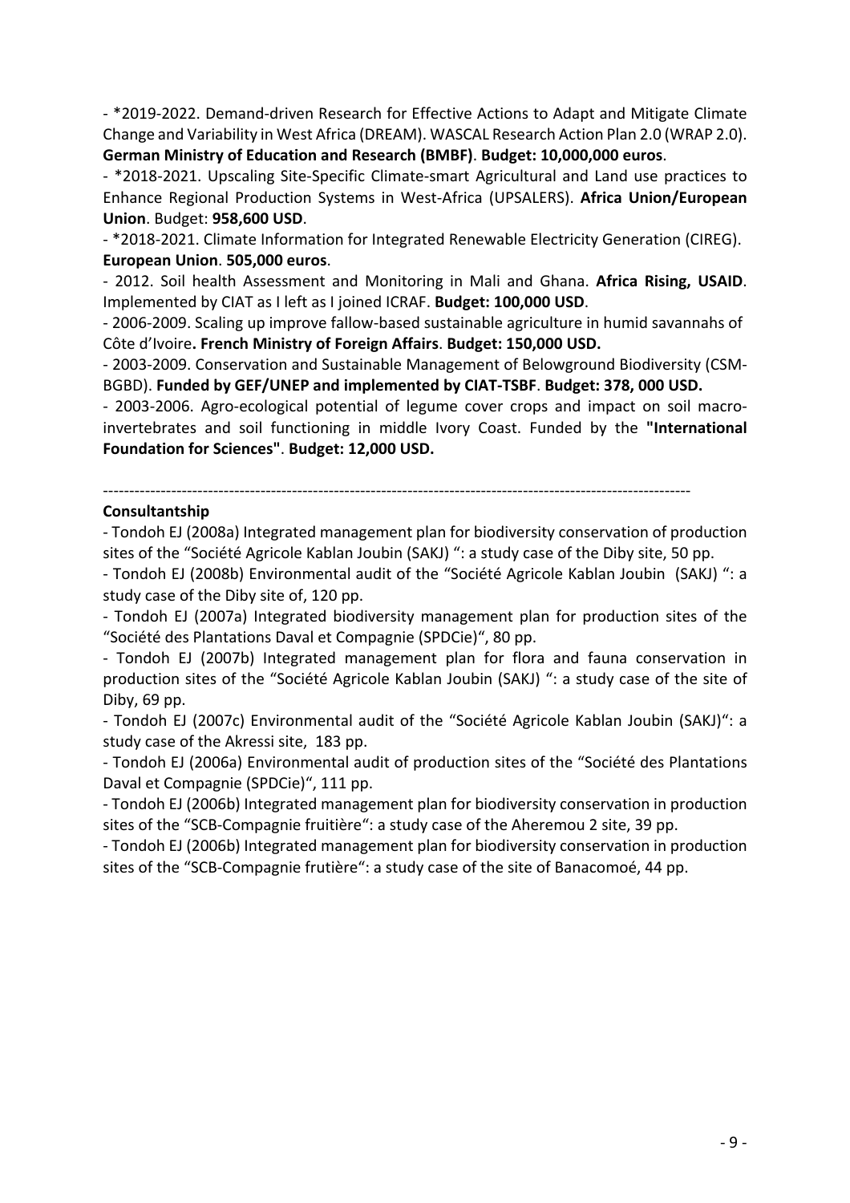- *2019-2022. Demand-driven Research for Effective Actions to Adapt and Mitigate Climate Change and Variability in West Africa (DREAM). WASCAL Research Action Plan 2.0 (WRAP 2.0). **German Ministry of Education and Research (BMBF)**. **Budget: 10,000,000 euros**.

- *2018-2021. Upscaling Site-Specific Climate-smart Agricultural and Land use practices to Enhance Regional Production Systems in West-Africa (UPSALERS). **Africa Union/European Union**. Budget: **958,600 USD**.

- *2018-2021. Climate Information for Integrated Renewable Electricity Generation (CIREG). **European Union**. **505,000 euros**.

- 2012. Soil health Assessment and Monitoring in Mali and Ghana. **Africa Rising, USAID**. Implemented by CIAT as I left as I joined ICRAF. **Budget: 100,000 USD**.

- 2006-2009. Scaling up improve fallow-based sustainable agriculture in humid savannahs of Côte d'Ivoire**. French Ministry of Foreign Affairs**. **Budget: 150,000 USD.**

- 2003-2009. Conservation and Sustainable Management of Belowground Biodiversity (CSM-BGBD). **Funded by GEF/UNEP and implemented by CIAT-TSBF**. **Budget: 378, 000 USD.**

- 2003-2006. Agro-ecological potential of legume cover crops and impact on soil macro-invertebrates and soil functioning in middle Ivory Coast. Funded by the **"International Foundation for Sciences"**. **Budget: 12,000 USD.**

---------------------------------------------------------------------------------------------------------------

**Consultantship**

- Tondoh EJ (2008a) Integrated management plan for biodiversity conservation of production sites of the "Société Agricole Kablan Joubin (SAKJ) ": a study case of the Diby site, 50 pp.

- Tondoh EJ (2008b) Environmental audit of the "Société Agricole Kablan Joubin (SAKJ) ": a study case of the Diby site of, 120 pp.

- Tondoh EJ (2007a) Integrated biodiversity management plan for production sites of the "Société des Plantations Daval et Compagnie (SPDCie)", 80 pp.

- Tondoh EJ (2007b) Integrated management plan for flora and fauna conservation in production sites of the "Société Agricole Kablan Joubin (SAKJ) ": a study case of the site of Diby, 69 pp.

- Tondoh EJ (2007c) Environmental audit of the "Société Agricole Kablan Joubin (SAKJ)": a study case of the Akressi site, 183 pp.

- Tondoh EJ (2006a) Environmental audit of production sites of the "Société des Plantations Daval et Compagnie (SPDCie)", 111 pp.

- Tondoh EJ (2006b) Integrated management plan for biodiversity conservation in production sites of the "SCB-Compagnie fruitière": a study case of the Aheremou 2 site, 39 pp.

- Tondoh EJ (2006b) Integrated management plan for biodiversity conservation in production sites of the "SCB-Compagnie frutière": a study case of the site of Banacomoé, 44 pp.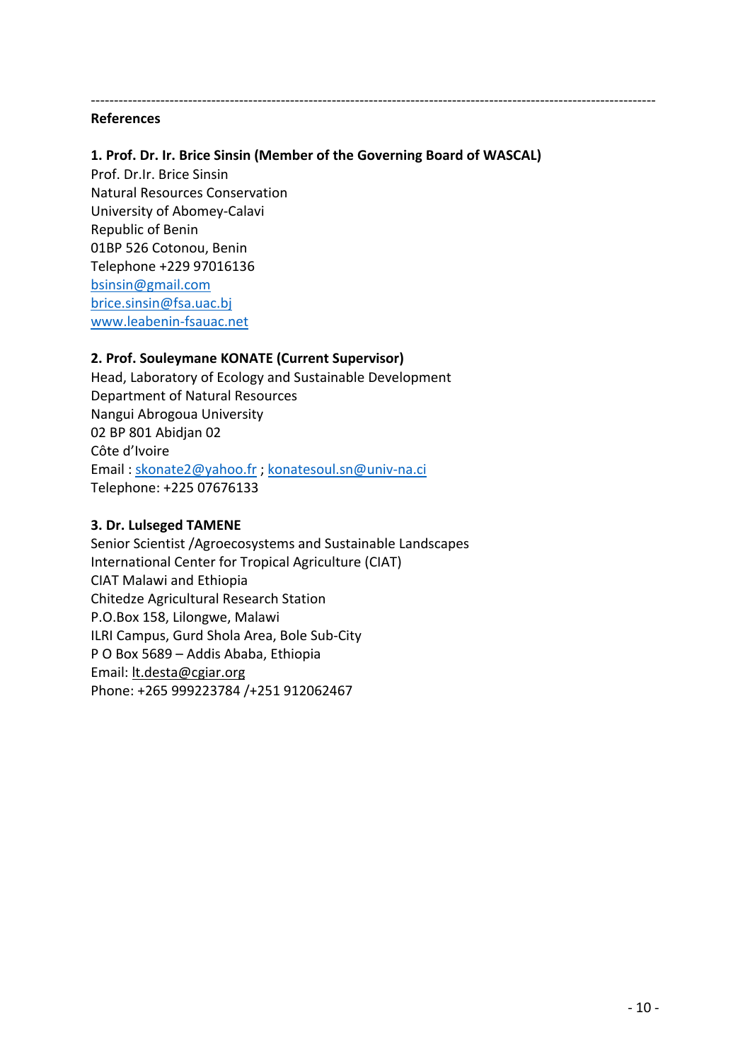---

**References**

**1. Prof. Dr. Ir. Brice Sinsin (Member of the Governing Board of WASCAL)**
Prof. Dr.Ir. Brice Sinsin
Natural Resources Conservation
University of Abomey-Calavi
Republic of Benin
01BP 526 Cotonou, Benin
Telephone +229 97016136
bsinsin@gmail.com
brice.sinsin@fsa.uac.bj
www.leabenin-fsauac.net

**2. Prof. Souleymane KONATE (Current Supervisor)**
Head, Laboratory of Ecology and Sustainable Development
Department of Natural Resources
Nangui Abrogoua University
02 BP 801 Abidjan 02
Côte d'Ivoire
Email : skonate2@yahoo.fr ; konatesoul.sn@univ-na.ci
Telephone: +225 07676133

**3. Dr. Lulseged TAMENE**
Senior Scientist /Agroecosystems and Sustainable Landscapes
International Center for Tropical Agriculture (CIAT)
CIAT Malawi and Ethiopia
Chitedze Agricultural Research Station
P.O.Box 158, Lilongwe, Malawi
ILRI Campus, Gurd Shola Area, Bole Sub-City
P O Box 5689 – Addis Ababa, Ethiopia
Email: lt.desta@cgiar.org
Phone: +265 999223784 /+251 912062467